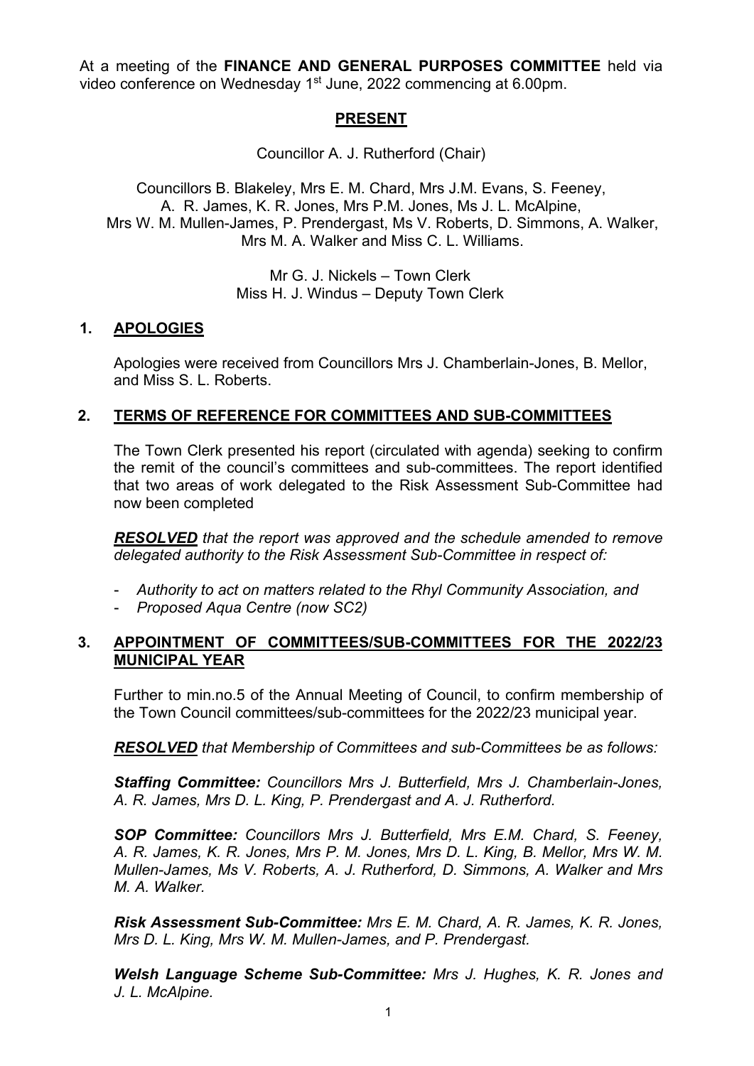At a meeting of the **FINANCE AND GENERAL PURPOSES COMMITTEE** held via video conference on Wednesday 1st June, 2022 commencing at 6.00pm.

## PRESENT

Councillor A. J. Rutherford (Chair)

Councillors B. Blakeley, Mrs E. M. Chard, Mrs J.M. Evans, S. Feeney, A. R. James, K. R. Jones, Mrs P.M. Jones, Ms J. L. McAlpine, Mrs W. M. Mullen-James, P. Prendergast, Ms V. Roberts, D. Simmons, A. Walker, Mrs M. A. Walker and Miss C. L. Williams.

Mr G. J. Nickels – Town Clerk
Miss H. J. Windus – Deputy Town Clerk

## 1. APOLOGIES

Apologies were received from Councillors Mrs J. Chamberlain-Jones, B. Mellor, and Miss S. L. Roberts.

## 2. TERMS OF REFERENCE FOR COMMITTEES AND SUB-COMMITTEES

The Town Clerk presented his report (circulated with agenda) seeking to confirm the remit of the council's committees and sub-committees. The report identified that two areas of work delegated to the Risk Assessment Sub-Committee had now been completed

***RESOLVED*** *that the report was approved and the schedule amended to remove delegated authority to the Risk Assessment Sub-Committee in respect of:*

- *Authority to act on matters related to the Rhyl Community Association, and*
- *Proposed Aqua Centre (now SC2)*

## 3. APPOINTMENT OF COMMITTEES/SUB-COMMITTEES FOR THE 2022/23 MUNICIPAL YEAR

Further to min.no.5 of the Annual Meeting of Council, to confirm membership of the Town Council committees/sub-committees for the 2022/23 municipal year.

***RESOLVED*** *that Membership of Committees and sub-Committees be as follows:*

***Staffing Committee:*** *Councillors Mrs J. Butterfield, Mrs J. Chamberlain-Jones, A. R. James, Mrs D. L. King, P. Prendergast and A. J. Rutherford.*

***SOP Committee:*** *Councillors Mrs J. Butterfield, Mrs E.M. Chard, S. Feeney, A. R. James, K. R. Jones, Mrs P. M. Jones, Mrs D. L. King, B. Mellor, Mrs W. M. Mullen-James, Ms V. Roberts, A. J. Rutherford, D. Simmons, A. Walker and Mrs M. A. Walker.*

***Risk Assessment Sub-Committee:*** *Mrs E. M. Chard, A. R. James, K. R. Jones, Mrs D. L. King, Mrs W. M. Mullen-James, and P. Prendergast.*

***Welsh Language Scheme Sub-Committee:*** *Mrs J. Hughes, K. R. Jones and J. L. McAlpine.*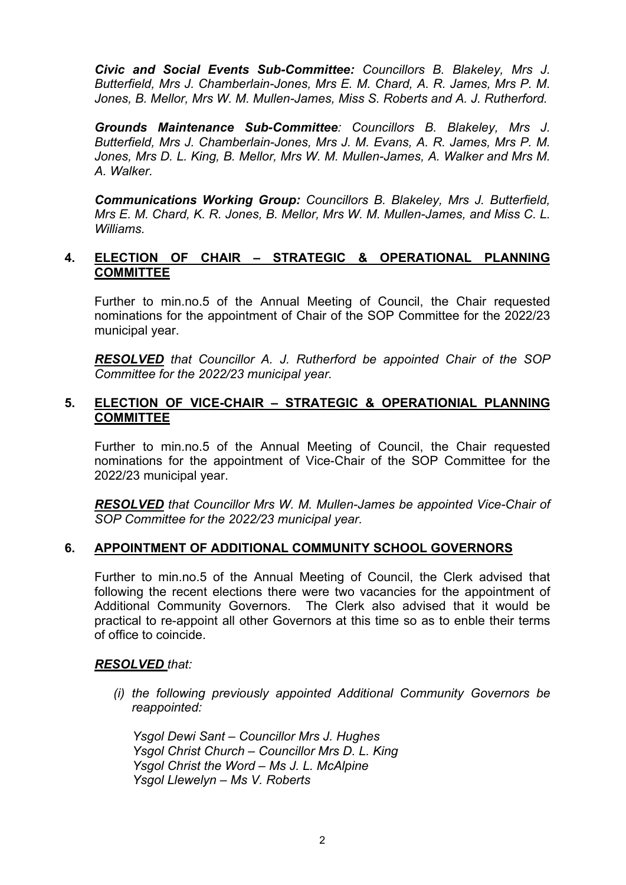***Civic and Social Events Sub-Committee:*** *Councillors B. Blakeley, Mrs J. Butterfield, Mrs J. Chamberlain-Jones, Mrs E. M. Chard, A. R. James, Mrs P. M. Jones, B. Mellor, Mrs W. M. Mullen-James, Miss S. Roberts and A. J. Rutherford.*

***Grounds Maintenance Sub-Committee****: Councillors B. Blakeley, Mrs J. Butterfield, Mrs J. Chamberlain-Jones, Mrs J. M. Evans, A. R. James, Mrs P. M. Jones, Mrs D. L. King, B. Mellor, Mrs W. M. Mullen-James, A. Walker and Mrs M. A. Walker.*

***Communications Working Group:*** *Councillors B. Blakeley, Mrs J. Butterfield, Mrs E. M. Chard, K. R. Jones, B. Mellor, Mrs W. M. Mullen-James, and Miss C. L. Williams.*

## 4. ELECTION OF CHAIR – STRATEGIC & OPERATIONAL PLANNING COMMITTEE

Further to min.no.5 of the Annual Meeting of Council, the Chair requested nominations for the appointment of Chair of the SOP Committee for the 2022/23 municipal year.

***RESOLVED*** *that Councillor A. J. Rutherford be appointed Chair of the SOP Committee for the 2022/23 municipal year.*

## 5. ELECTION OF VICE-CHAIR – STRATEGIC & OPERATIONIAL PLANNING COMMITTEE

Further to min.no.5 of the Annual Meeting of Council, the Chair requested nominations for the appointment of Vice-Chair of the SOP Committee for the 2022/23 municipal year.

***RESOLVED*** *that Councillor Mrs W. M. Mullen-James be appointed Vice-Chair of SOP Committee for the 2022/23 municipal year.*

## 6. APPOINTMENT OF ADDITIONAL COMMUNITY SCHOOL GOVERNORS

Further to min.no.5 of the Annual Meeting of Council, the Clerk advised that following the recent elections there were two vacancies for the appointment of Additional Community Governors. The Clerk also advised that it would be practical to re-appoint all other Governors at this time so as to enble their terms of office to coincide.

***RESOLVED*** *that:*

*(i) the following previously appointed Additional Community Governors be reappointed:*

*Ysgol Dewi Sant – Councillor Mrs J. Hughes*
*Ysgol Christ Church – Councillor Mrs D. L. King*
*Ysgol Christ the Word – Ms J. L. McAlpine*
*Ysgol Llewelyn – Ms V. Roberts*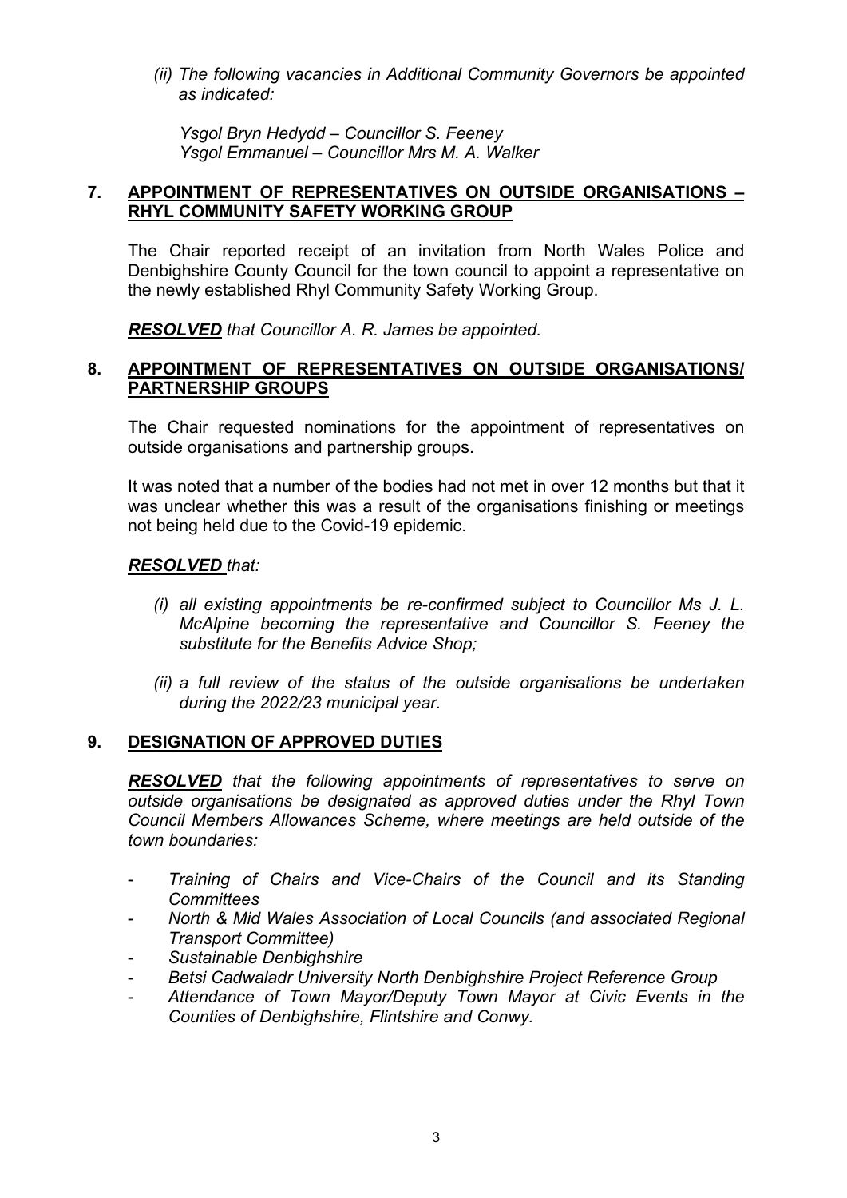*(ii) The following vacancies in Additional Community Governors be appointed as indicated:*

*Ysgol Bryn Hedydd – Councillor S. Feeney*
*Ysgol Emmanuel – Councillor Mrs M. A. Walker*

## 7. APPOINTMENT OF REPRESENTATIVES ON OUTSIDE ORGANISATIONS – RHYL COMMUNITY SAFETY WORKING GROUP

The Chair reported receipt of an invitation from North Wales Police and Denbighshire County Council for the town council to appoint a representative on the newly established Rhyl Community Safety Working Group.

***RESOLVED*** *that Councillor A. R. James be appointed.*

## 8. APPOINTMENT OF REPRESENTATIVES ON OUTSIDE ORGANISATIONS/ PARTNERSHIP GROUPS

The Chair requested nominations for the appointment of representatives on outside organisations and partnership groups.

It was noted that a number of the bodies had not met in over 12 months but that it was unclear whether this was a result of the organisations finishing or meetings not being held due to the Covid-19 epidemic.

***RESOLVED*** *that:*

*(i) all existing appointments be re-confirmed subject to Councillor Ms J. L. McAlpine becoming the representative and Councillor S. Feeney the substitute for the Benefits Advice Shop;*

*(ii) a full review of the status of the outside organisations be undertaken during the 2022/23 municipal year.*

## 9. DESIGNATION OF APPROVED DUTIES

***RESOLVED*** *that the following appointments of representatives to serve on outside organisations be designated as approved duties under the Rhyl Town Council Members Allowances Scheme, where meetings are held outside of the town boundaries:*

- *Training of Chairs and Vice-Chairs of the Council and its Standing Committees*
- *North & Mid Wales Association of Local Councils (and associated Regional Transport Committee)*
- *Sustainable Denbighshire*
- *Betsi Cadwaladr University North Denbighshire Project Reference Group*
- *Attendance of Town Mayor/Deputy Town Mayor at Civic Events in the Counties of Denbighshire, Flintshire and Conwy.*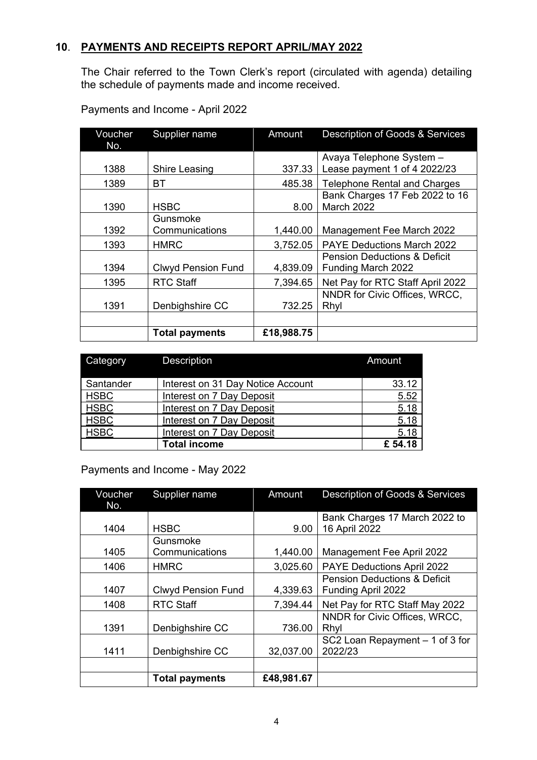## 10. PAYMENTS AND RECEIPTS REPORT APRIL/MAY 2022

The Chair referred to the Town Clerk's report (circulated with agenda) detailing the schedule of payments made and income received.

Payments and Income - April 2022

| Voucher No. | Supplier name | Amount | Description of Goods & Services |
|---|---|---|---|
| 1388 | Shire Leasing | 337.33 | Avaya Telephone System – Lease payment 1 of 4 2022/23 |
| 1389 | BT | 485.38 | Telephone Rental and Charges |
| 1390 | HSBC | 8.00 | Bank Charges 17 Feb 2022 to 16 March 2022 |
| 1392 | Gunsmoke Communications | 1,440.00 | Management Fee March 2022 |
| 1393 | HMRC | 3,752.05 | PAYE Deductions March 2022 |
| 1394 | Clwyd Pension Fund | 4,839.09 | Pension Deductions & Deficit Funding March 2022 |
| 1395 | RTC Staff | 7,394.65 | Net Pay for RTC Staff April 2022 |
| 1391 | Denbighshire CC | 732.25 | NNDR for Civic Offices, WRCC, Rhyl |
| | | | |
| | **Total payments** | **£18,988.75** | |

| Category | Description | Amount |
|---|---|---|
| Santander | Interest on 31 Day Notice Account | 33.12 |
| HSBC | Interest on 7 Day Deposit | 5.52 |
| HSBC | Interest on 7 Day Deposit | 5.18 |
| HSBC | Interest on 7 Day Deposit | 5.18 |
| HSBC | Interest on 7 Day Deposit | 5.18 |
| | **Total income** | **£ 54.18** |

Payments and Income - May 2022

| Voucher No. | Supplier name | Amount | Description of Goods & Services |
|---|---|---|---|
| 1404 | HSBC | 9.00 | Bank Charges 17 March 2022 to 16 April 2022 |
| 1405 | Gunsmoke Communications | 1,440.00 | Management Fee April 2022 |
| 1406 | HMRC | 3,025.60 | PAYE Deductions April 2022 |
| 1407 | Clwyd Pension Fund | 4,339.63 | Pension Deductions & Deficit Funding April 2022 |
| 1408 | RTC Staff | 7,394.44 | Net Pay for RTC Staff May 2022 |
| 1391 | Denbighshire CC | 736.00 | NNDR for Civic Offices, WRCC, Rhyl |
| 1411 | Denbighshire CC | 32,037.00 | SC2 Loan Repayment – 1 of 3 for 2022/23 |
| | | | |
| | **Total payments** | **£48,981.67** | |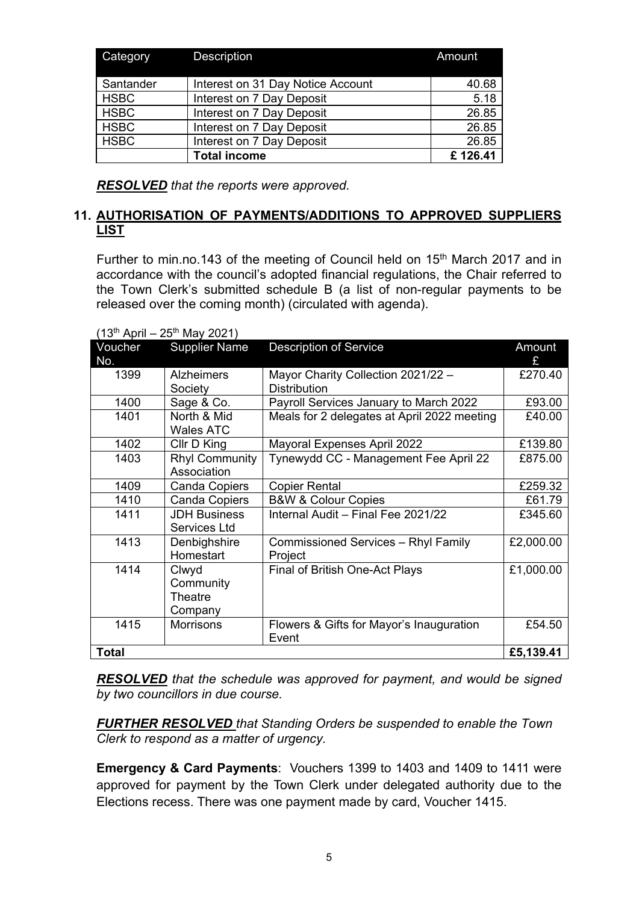| Category | Description | Amount |
| --- | --- | --- |
| Santander | Interest on 31 Day Notice Account | 40.68 |
| HSBC | Interest on 7 Day Deposit | 5.18 |
| HSBC | Interest on 7 Day Deposit | 26.85 |
| HSBC | Interest on 7 Day Deposit | 26.85 |
| HSBC | Interest on 7 Day Deposit | 26.85 |
| | **Total income** | **£ 126.41** |

***RESOLVED*** *that the reports were approved.*

## 11. AUTHORISATION OF PAYMENTS/ADDITIONS TO APPROVED SUPPLIERS LIST

Further to min.no.143 of the meeting of Council held on 15th March 2017 and in accordance with the council's adopted financial regulations, the Chair referred to the Town Clerk's submitted schedule B (a list of non-regular payments to be released over the coming month) (circulated with agenda).

(13th April – 25th May 2021)

| Voucher No. | Supplier Name | Description of Service | Amount £ |
| --- | --- | --- | --- |
| 1399 | Alzheimers Society | Mayor Charity Collection 2021/22 – Distribution | £270.40 |
| 1400 | Sage & Co. | Payroll Services January to March 2022 | £93.00 |
| 1401 | North & Mid Wales ATC | Meals for 2 delegates at April 2022 meeting | £40.00 |
| 1402 | Cllr D King | Mayoral Expenses April 2022 | £139.80 |
| 1403 | Rhyl Community Association | Tynewydd CC - Management Fee April 22 | £875.00 |
| 1409 | Canda Copiers | Copier Rental | £259.32 |
| 1410 | Canda Copiers | B&W & Colour Copies | £61.79 |
| 1411 | JDH Business Services Ltd | Internal Audit – Final Fee 2021/22 | £345.60 |
| 1413 | Denbighshire Homestart | Commissioned Services – Rhyl Family Project | £2,000.00 |
| 1414 | Clwyd Community Theatre Company | Final of British One-Act Plays | £1,000.00 |
| 1415 | Morrisons | Flowers & Gifts for Mayor's Inauguration Event | £54.50 |
| **Total** | | | **£5,139.41** |

***RESOLVED*** *that the schedule was approved for payment, and would be signed by two councillors in due course.*

***FURTHER RESOLVED*** *that Standing Orders be suspended to enable the Town Clerk to respond as a matter of urgency.*

**Emergency & Card Payments**: Vouchers 1399 to 1403 and 1409 to 1411 were approved for payment by the Town Clerk under delegated authority due to the Elections recess. There was one payment made by card, Voucher 1415.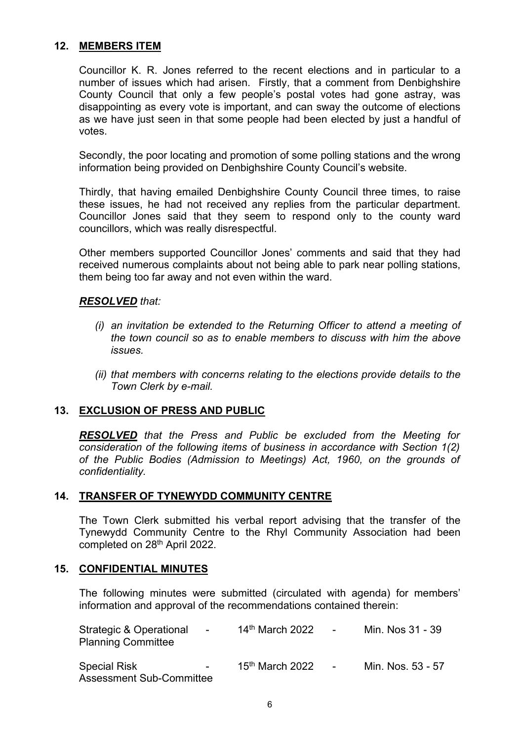## 12. MEMBERS ITEM

Councillor K. R. Jones referred to the recent elections and in particular to a number of issues which had arisen. Firstly, that a comment from Denbighshire County Council that only a few people's postal votes had gone astray, was disappointing as every vote is important, and can sway the outcome of elections as we have just seen in that some people had been elected by just a handful of votes.

Secondly, the poor locating and promotion of some polling stations and the wrong information being provided on Denbighshire County Council's website.

Thirdly, that having emailed Denbighshire County Council three times, to raise these issues, he had not received any replies from the particular department. Councillor Jones said that they seem to respond only to the county ward councillors, which was really disrespectful.

Other members supported Councillor Jones' comments and said that they had received numerous complaints about not being able to park near polling stations, them being too far away and not even within the ward.

***RESOLVED*** *that:*

*(i) an invitation be extended to the Returning Officer to attend a meeting of the town council so as to enable members to discuss with him the above issues.*

*(ii) that members with concerns relating to the elections provide details to the Town Clerk by e-mail.*

## 13. EXCLUSION OF PRESS AND PUBLIC

***RESOLVED*** *that the Press and Public be excluded from the Meeting for consideration of the following items of business in accordance with Section 1(2) of the Public Bodies (Admission to Meetings) Act, 1960, on the grounds of confidentiality.*

## 14. TRANSFER OF TYNEWYDD COMMUNITY CENTRE

The Town Clerk submitted his verbal report advising that the transfer of the Tynewydd Community Centre to the Rhyl Community Association had been completed on 28th April 2022.

## 15. CONFIDENTIAL MINUTES

The following minutes were submitted (circulated with agenda) for members' information and approval of the recommendations contained therein:

| | | | | |
|---|---|---|---|---|
| Strategic & Operational Planning Committee | - | 14th March 2022 | - | Min. Nos 31 - 39 |
| Special Risk Assessment Sub-Committee | - | 15th March 2022 | - | Min. Nos. 53 - 57 |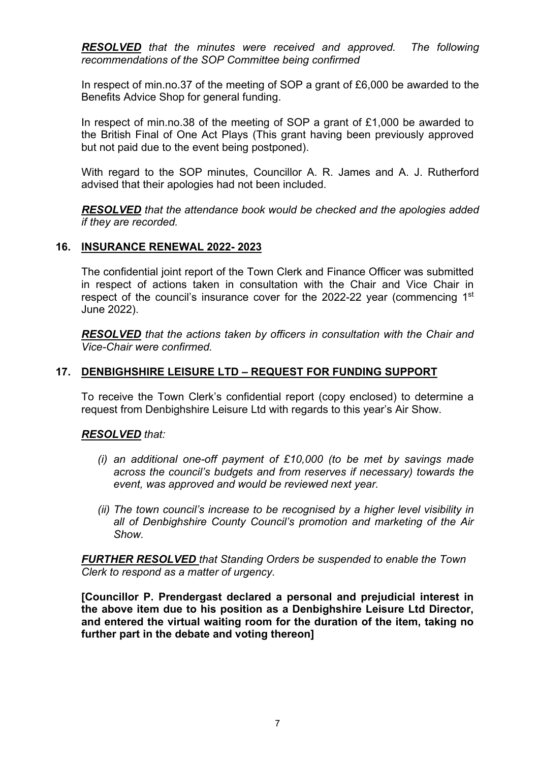***RESOLVED*** *that the minutes were received and approved. The following recommendations of the SOP Committee being confirmed*

In respect of min.no.37 of the meeting of SOP a grant of £6,000 be awarded to the Benefits Advice Shop for general funding.

In respect of min.no.38 of the meeting of SOP a grant of £1,000 be awarded to the British Final of One Act Plays (This grant having been previously approved but not paid due to the event being postponed).

With regard to the SOP minutes, Councillor A. R. James and A. J. Rutherford advised that their apologies had not been included.

***RESOLVED*** *that the attendance book would be checked and the apologies added if they are recorded.*

## 16. INSURANCE RENEWAL 2022- 2023

The confidential joint report of the Town Clerk and Finance Officer was submitted in respect of actions taken in consultation with the Chair and Vice Chair in respect of the council's insurance cover for the 2022-22 year (commencing 1st June 2022).

***RESOLVED*** *that the actions taken by officers in consultation with the Chair and Vice-Chair were confirmed.*

## 17. DENBIGHSHIRE LEISURE LTD – REQUEST FOR FUNDING SUPPORT

To receive the Town Clerk's confidential report (copy enclosed) to determine a request from Denbighshire Leisure Ltd with regards to this year's Air Show.

***RESOLVED*** *that:*

*(i) an additional one-off payment of £10,000 (to be met by savings made across the council's budgets and from reserves if necessary) towards the event, was approved and would be reviewed next year.*

*(ii) The town council's increase to be recognised by a higher level visibility in all of Denbighshire County Council's promotion and marketing of the Air Show.*

***FURTHER RESOLVED*** *that Standing Orders be suspended to enable the Town Clerk to respond as a matter of urgency.*

**[Councillor P. Prendergast declared a personal and prejudicial interest in the above item due to his position as a Denbighshire Leisure Ltd Director, and entered the virtual waiting room for the duration of the item, taking no further part in the debate and voting thereon]**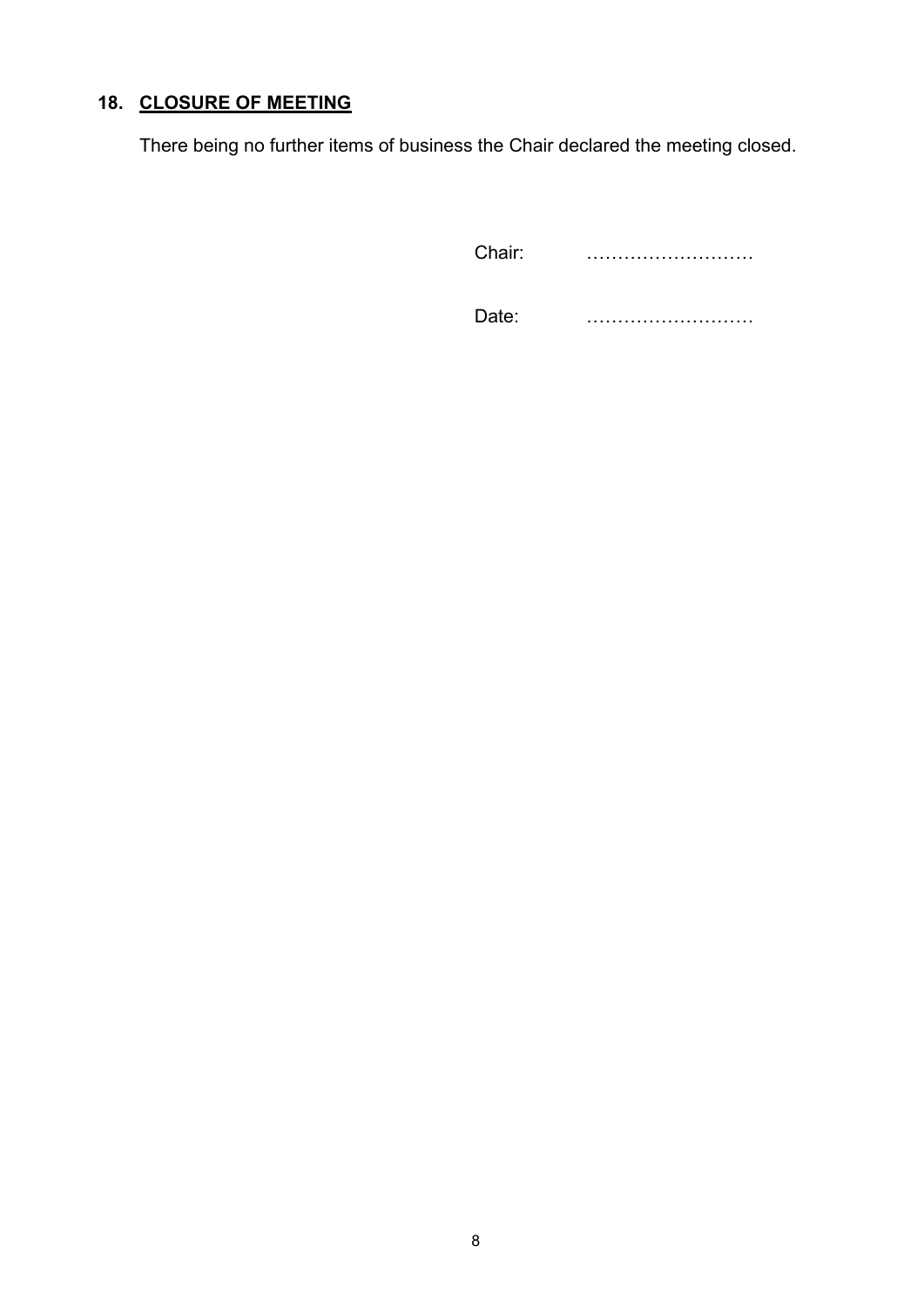## 18. CLOSURE OF MEETING

There being no further items of business the Chair declared the meeting closed.

Chair: ………………………

Date: ………………………